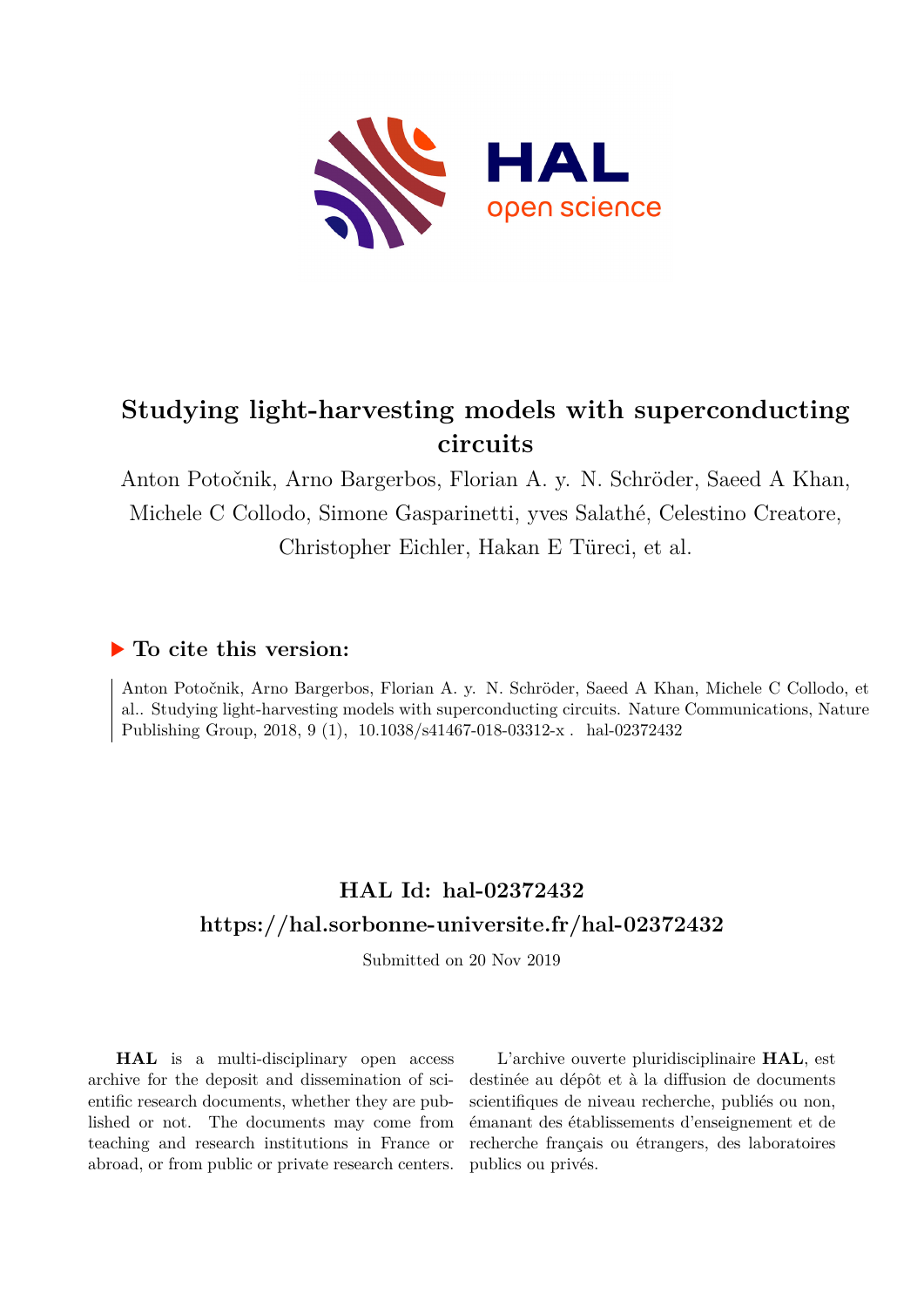# Studying light-harvesting models with superconducting circuits

Anton Potočnik, Arno Bargerbos, Florian A. y. N. Schröder, Saeed A Khan, Michele C Collodo, Simone Gasparinetti, yves Salathé, Celestino Creatore, Christopher Eichler, Hakan E Türeci, et al.

## ▶ To cite this version:

Anton Potočnik, Arno Bargerbos, Florian A. y. N. Schröder, Saeed A Khan, Michele C Collodo, et al.. Studying light-harvesting models with superconducting circuits. Nature Communications, Nature Publishing Group, 2018, 9 (1), 10.1038/s41467-018-03312-x . hal-02372432

## HAL Id: hal-02372432

## https://hal.sorbonne-universite.fr/hal-02372432

Submitted on 20 Nov 2019

**HAL** is a multi-disciplinary open access archive for the deposit and dissemination of scientific research documents, whether they are published or not. The documents may come from teaching and research institutions in France or abroad, or from public or private research centers.

L'archive ouverte pluridisciplinaire **HAL**, est destinée au dépôt et à la diffusion de documents scientifiques de niveau recherche, publiés ou non, émanant des établissements d'enseignement et de recherche français ou étrangers, des laboratoires publics ou privés.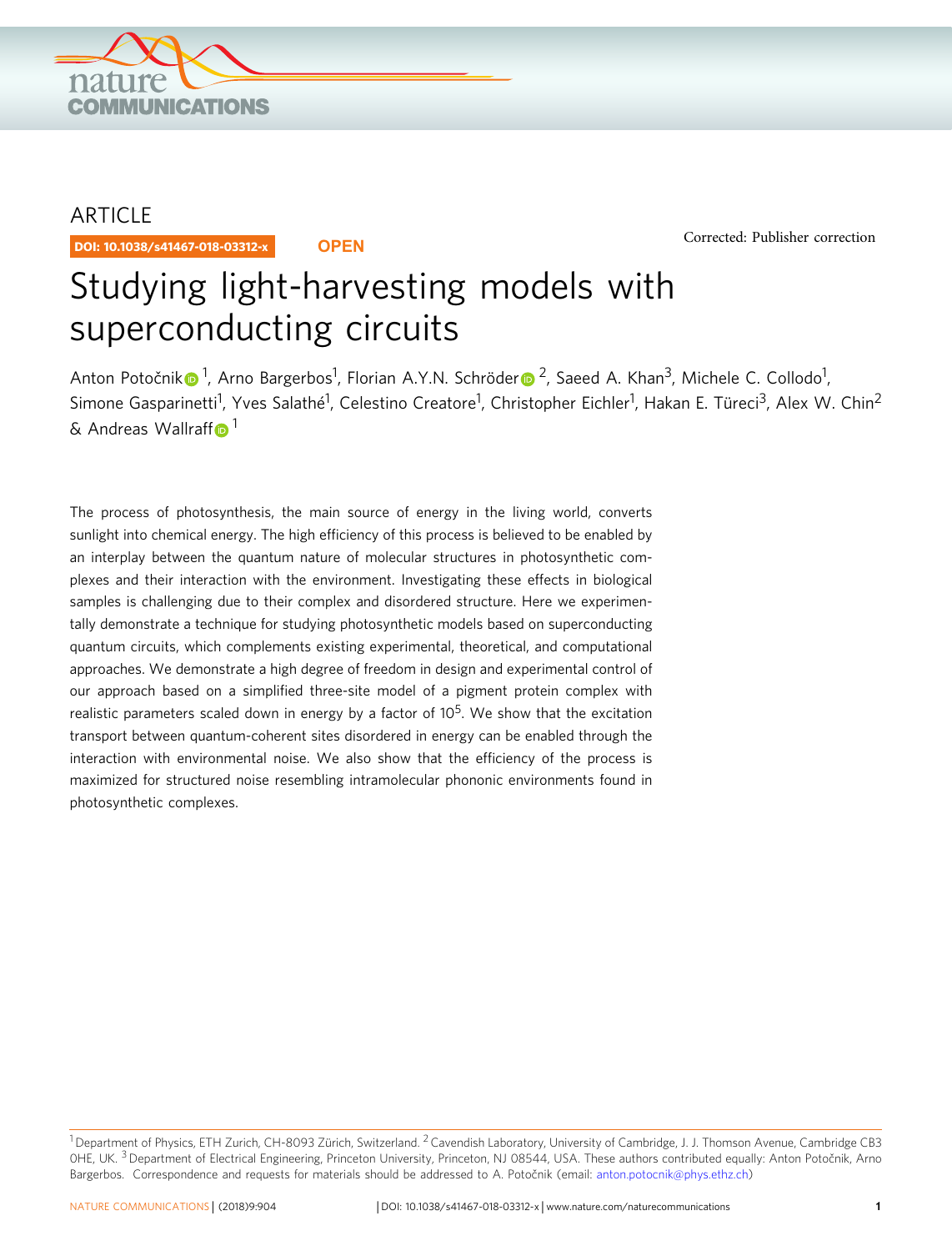ARTICLE

DOI: 10.1038/s41467-018-03312-x

OPEN

Corrected: Publisher correction

# Studying light-harvesting models with superconducting circuits

Anton Potočnik[1], Arno Bargerbos[1], Florian A.Y.N. Schröder[2], Saeed A. Khan[3], Michele C. Collodo[1], Simone Gasparinetti[1], Yves Salathé[1], Celestino Creatore[1], Christopher Eichler[1], Hakan E. Türeci[3], Alex W. Chin[2] & Andreas Wallraff[1]

The process of photosynthesis, the main source of energy in the living world, converts sunlight into chemical energy. The high efficiency of this process is believed to be enabled by an interplay between the quantum nature of molecular structures in photosynthetic complexes and their interaction with the environment. Investigating these effects in biological samples is challenging due to their complex and disordered structure. Here we experimentally demonstrate a technique for studying photosynthetic models based on superconducting quantum circuits, which complements existing experimental, theoretical, and computational approaches. We demonstrate a high degree of freedom in design and experimental control of our approach based on a simplified three-site model of a pigment protein complex with realistic parameters scaled down in energy by a factor of $10^5$. We show that the excitation transport between quantum-coherent sites disordered in energy can be enabled through the interaction with environmental noise. We also show that the efficiency of the process is maximized for structured noise resembling intramolecular phononic environments found in photosynthetic complexes.

[1] Department of Physics, ETH Zurich, CH-8093 Zürich, Switzerland. [2] Cavendish Laboratory, University of Cambridge, J. J. Thomson Avenue, Cambridge CB3 0HE, UK. [3] Department of Electrical Engineering, Princeton University, Princeton, NJ 08544, USA. These authors contributed equally: Anton Potočnik, Arno Bargerbos. Correspondence and requests for materials should be addressed to A. Potočnik (email: anton.potocnik@phys.ethz.ch)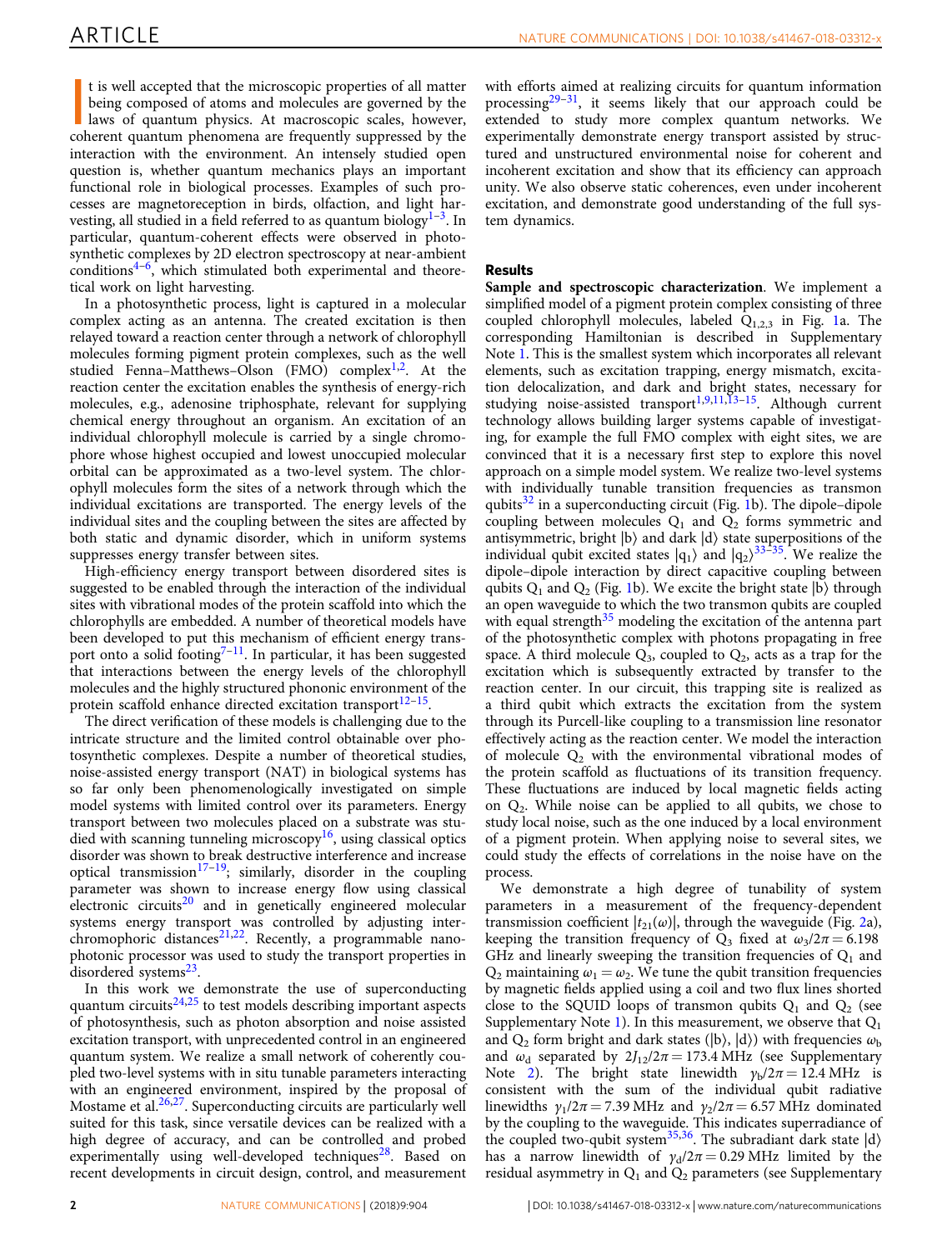It is well accepted that the microscopic properties of all matter being composed of atoms and molecules are governed by the laws of quantum physics. At macroscopic scales, however, coherent quantum phenomena are frequently suppressed by the interaction with the environment. An intensely studied open question is, whether quantum mechanics plays an important functional role in biological processes. Examples of such processes are magnetoreception in birds, olfaction, and light harvesting, all studied in a field referred to as quantum biology[1–3]. In particular, quantum-coherent effects were observed in photosynthetic complexes by 2D electron spectroscopy at near-ambient conditions[4–6], which stimulated both experimental and theoretical work on light harvesting.

In a photosynthetic process, light is captured in a molecular complex acting as an antenna. The created excitation is then relayed toward a reaction center through a network of chlorophyll molecules forming pigment protein complexes, such as the well studied Fenna–Matthews–Olson (FMO) complex[1,2]. At the reaction center the excitation enables the synthesis of energy-rich molecules, e.g., adenosine triphosphate, relevant for supplying chemical energy throughout an organism. An excitation of an individual chlorophyll molecule is carried by a single chromophore whose highest occupied and lowest unoccupied molecular orbital can be approximated as a two-level system. The chlorophyll molecules form the sites of a network through which the individual excitations are transported. The energy levels of the individual sites and the coupling between the sites are affected by both static and dynamic disorder, which in uniform systems suppresses energy transfer between sites.

High-efficiency energy transport between disordered sites is suggested to be enabled through the interaction of the individual sites with vibrational modes of the protein scaffold into which the chlorophylls are embedded. A number of theoretical models have been developed to put this mechanism of efficient energy transport onto a solid footing[7–11]. In particular, it has been suggested that interactions between the energy levels of the chlorophyll molecules and the highly structured phononic environment of the protein scaffold enhance directed excitation transport[12–15].

The direct verification of these models is challenging due to the intricate structure and the limited control obtainable over photosynthetic complexes. Despite a number of theoretical studies, noise-assisted energy transport (NAT) in biological systems has so far only been phenomenologically investigated on simple model systems with limited control over its parameters. Energy transport between two molecules placed on a substrate was studied with scanning tunneling microscopy[16], using classical optics disorder was shown to break destructive interference and increase optical transmission[17–19]; similarly, disorder in the coupling parameter was shown to increase energy flow using classical electronic circuits[20] and in genetically engineered molecular systems energy transport was controlled by adjusting interchromophoric distances[21,22]. Recently, a programmable nanophotonic processor was used to study the transport properties in disordered systems[23].

In this work we demonstrate the use of superconducting quantum circuits[24,25] to test models describing important aspects of photosynthesis, such as photon absorption and noise assisted excitation transport, with unprecedented control in an engineered quantum system. We realize a small network of coherently coupled two-level systems with in situ tunable parameters interacting with an engineered environment, inspired by the proposal of Mostame et al.[26,27]. Superconducting circuits are particularly well suited for this task, since versatile devices can be realized with a high degree of accuracy, and can be controlled and probed experimentally using well-developed techniques[28]. Based on recent developments in circuit design, control, and measurement with efforts aimed at realizing circuits for quantum information processing[29–31], it seems likely that our approach could be extended to study more complex quantum networks. We experimentally demonstrate energy transport assisted by structured and unstructured environmental noise for coherent and incoherent excitation and show that its efficiency can approach unity. We also observe static coherences, even under incoherent excitation, and demonstrate good understanding of the full system dynamics.

## Results

**Sample and spectroscopic characterization**. We implement a simplified model of a pigment protein complex consisting of three coupled chlorophyll molecules, labeled $Q_{1,2,3}$ in Fig. 1a. The corresponding Hamiltonian is described in Supplementary Note 1. This is the smallest system which incorporates all relevant elements, such as excitation trapping, energy mismatch, excitation delocalization, and dark and bright states, necessary for studying noise-assisted transport[1,9,11,13–15]. Although current technology allows building larger systems capable of investigating, for example the full FMO complex with eight sites, we are convinced that it is a necessary first step to explore this novel approach on a simple model system. We realize two-level systems with individually tunable transition frequencies as transmon qubits[32] in a superconducting circuit (Fig. 1b). The dipole–dipole coupling between molecules $Q_1$ and $Q_2$ forms symmetric and antisymmetric, bright $|b\rangle$ and dark $|d\rangle$ state superpositions of the individual qubit excited states $|q_1\rangle$ and $|q_2\rangle$[33–35]. We realize the dipole–dipole interaction by direct capacitive coupling between qubits $Q_1$ and $Q_2$ (Fig. 1b). We excite the bright state $|b\rangle$ through an open waveguide to which the two transmon qubits are coupled with equal strength[35] modeling the excitation of the antenna part of the photosynthetic complex with photons propagating in free space. A third molecule $Q_3$, coupled to $Q_2$, acts as a trap for the excitation which is subsequently extracted by transfer to the reaction center. In our circuit, this trapping site is realized as a third qubit which extracts the excitation from the system through its Purcell-like coupling to a transmission line resonator effectively acting as the reaction center. We model the interaction of molecule $Q_2$ with the environmental vibrational modes of the protein scaffold as fluctuations of its transition frequency. These fluctuations are induced by local magnetic fields acting on $Q_2$. While noise can be applied to all qubits, we chose to study local noise, such as the one induced by a local environment of a pigment protein. When applying noise to several sites, we could study the effects of correlations in the noise have on the process.

We demonstrate a high degree of tunability of system parameters in a measurement of the frequency-dependent transmission coefficient $|t_{21}(\omega)|$, through the waveguide (Fig. 2a), keeping the transition frequency of $Q_3$ fixed at $\omega_3/2\pi = 6.198$ GHz and linearly sweeping the transition frequencies of $Q_1$ and $Q_2$ maintaining $\omega_1 = \omega_2$. We tune the qubit transition frequencies by magnetic fields applied using a coil and two flux lines shorted close to the SQUID loops of transmon qubits $Q_1$ and $Q_2$ (see Supplementary Note 1). In this measurement, we observe that $Q_1$ and $Q_2$ form bright and dark states ($|b\rangle$, $|d\rangle$) with frequencies $\omega_b$ and $\omega_d$ separated by $2J_{12}/2\pi = 173.4$ MHz (see Supplementary Note 2). The bright state linewidth $\gamma_b/2\pi = 12.4$ MHz is consistent with the sum of the individual qubit radiative linewidths $\gamma_1/2\pi = 7.39$ MHz and $\gamma_2/2\pi = 6.57$ MHz dominated by the coupling to the waveguide. This indicates superradiance of the coupled two-qubit system[35,36]. The subradiant dark state $|d\rangle$ has a narrow linewidth of $\gamma_d/2\pi = 0.29$ MHz limited by the residual asymmetry in $Q_1$ and $Q_2$ parameters (see Supplementary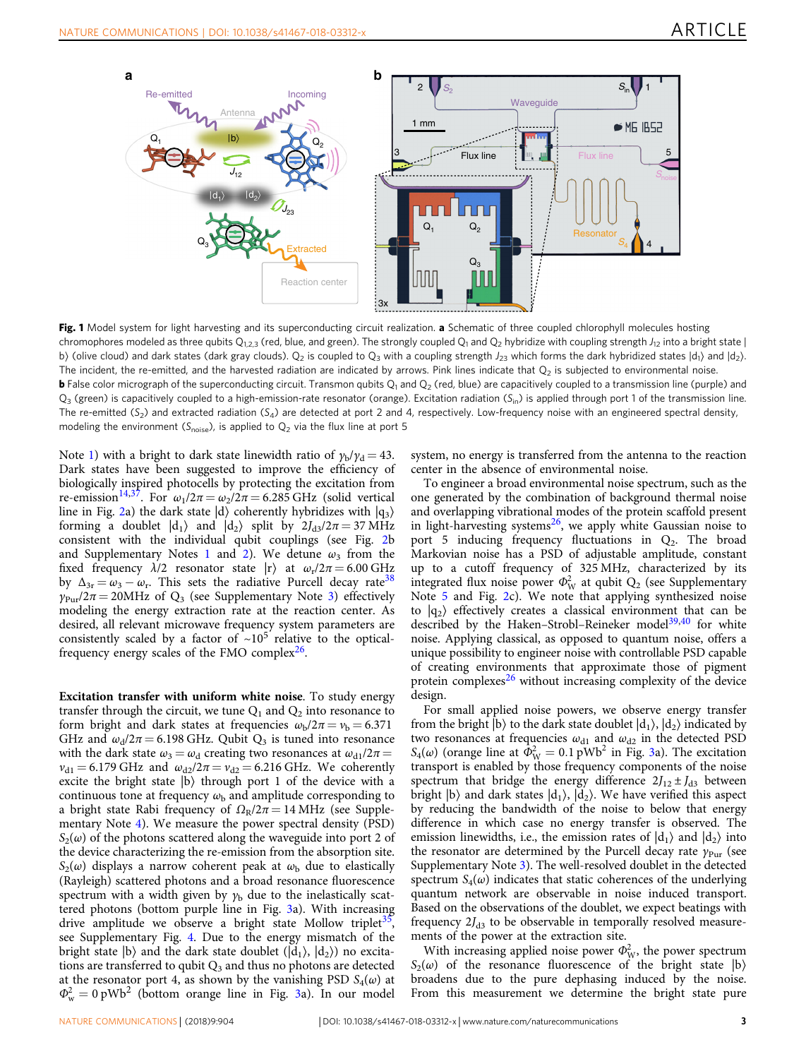**Fig. 1** Model system for light harvesting and its superconducting circuit realization. **a** Schematic of three coupled chlorophyll molecules hosting chromophores modeled as three qubits $Q_{1,2,3}$ (red, blue, and green). The strongly coupled $Q_1$ and $Q_2$ hybridize with coupling strength $J_{12}$ into a bright state $|b\rangle$ (olive cloud) and dark states (dark gray clouds). $Q_2$ is coupled to $Q_3$ with a coupling strength $J_{23}$ which forms the dark hybridized states $|d_1\rangle$ and $|d_2\rangle$. The incident, the re-emitted, and the harvested radiation are indicated by arrows. Pink lines indicate that $Q_2$ is subjected to environmental noise. **b** False color micrograph of the superconducting circuit. Transmon qubits $Q_1$ and $Q_2$ (red, blue) are capacitively coupled to a transmission line (purple) and $Q_3$ (green) is capacitively coupled to a high-emission-rate resonator (orange). Excitation radiation ($S_{in}$) is applied through port 1 of the transmission line. The re-emitted ($S_2$) and extracted radiation ($S_4$) are detected at port 2 and 4, respectively. Low-frequency noise with an engineered spectral density, modeling the environment ($S_{noise}$), is applied to $Q_2$ via the flux line at port 5

Note 1) with a bright to dark state linewidth ratio of $\gamma_b/\gamma_d = 43$. Dark states have been suggested to improve the efficiency of biologically inspired photocells by protecting the excitation from re-emission[14,37]. For $\omega_1/2\pi = \omega_2/2\pi = 6.285$ GHz (solid vertical line in Fig. 2a) the dark state $|d\rangle$ coherently hybridizes with $|q_3\rangle$ forming a doublet $|d_1\rangle$ and $|d_2\rangle$ split by $2J_{d3}/2\pi = 37$ MHz consistent with the individual qubit couplings (see Fig. 2b and Supplementary Notes 1 and 2). We detune $\omega_3$ from the fixed frequency $\lambda/2$ resonator state $|r\rangle$ at $\omega_r/2\pi = 6.00$ GHz by $\Delta_{3r} = \omega_3 - \omega_r$. This sets the radiative Purcell decay rate[38] $\gamma_{Pur}/2\pi = 20$MHz of $Q_3$ (see Supplementary Note 3) effectively modeling the energy extraction rate at the reaction center. As desired, all relevant microwave frequency system parameters are consistently scaled by a factor of ~$10^5$ relative to the optical-frequency energy scales of the FMO complex[26].

**Excitation transfer with uniform white noise**. To study energy transfer through the circuit, we tune $Q_1$ and $Q_2$ into resonance to form bright and dark states at frequencies $\omega_b/2\pi = \nu_b = 6.371$ GHz and $\omega_d/2\pi = 6.198$ GHz. Qubit $Q_3$ is tuned into resonance with the dark state $\omega_3 = \omega_d$ creating two resonances at $\omega_{d1}/2\pi = \nu_{d1} = 6.179$ GHz and $\omega_{d2}/2\pi = \nu_{d2} = 6.216$ GHz. We coherently excite the bright state $|b\rangle$ through port 1 of the device with a continuous tone at frequency $\omega_b$ and amplitude corresponding to a bright state Rabi frequency of $\Omega_R/2\pi = 14$ MHz (see Supplementary Note 4). We measure the power spectral density (PSD) $S_2(\omega)$ of the photons scattered along the waveguide into port 2 of the device characterizing the re-emission from the absorption site. $S_2(\omega)$ displays a narrow coherent peak at $\omega_b$ due to elastically (Rayleigh) scattered photons and a broad resonance fluorescence spectrum with a width given by $\gamma_b$ due to the inelastically scattered photons (bottom purple line in Fig. 3a). With increasing drive amplitude we observe a bright state Mollow triplet[35], see Supplementary Fig. 4. Due to the energy mismatch of the bright state $|b\rangle$ and the dark state doublet ($|d_1\rangle$, $|d_2\rangle$) no excitations are transferred to qubit $Q_3$ and thus no photons are detected at the resonator port 4, as shown by the vanishing PSD $S_4(\omega)$ at $\Phi_w^2 = 0\,\text{pWb}^2$ (bottom orange line in Fig. 3a). In our model system, no energy is transferred from the antenna to the reaction center in the absence of environmental noise.

To engineer a broad environmental noise spectrum, such as the one generated by the combination of background thermal noise and overlapping vibrational modes of the protein scaffold present in light-harvesting systems[26], we apply white Gaussian noise to port 5 inducing frequency fluctuations in $Q_2$. The broad Markovian noise has a PSD of adjustable amplitude, constant up to a cutoff frequency of 325 MHz, characterized by its integrated flux noise power $\Phi_W^2$ at qubit $Q_2$ (see Supplementary Note 5 and Fig. 2c). We note that applying synthesized noise to $|q_2\rangle$ effectively creates a classical environment that can be described by the Haken–Strobl–Reineker model[39,40] for white noise. Applying classical, as opposed to quantum noise, offers a unique possibility to engineer noise with controllable PSD capable of creating environments that approximate those of pigment protein complexes[26] without increasing complexity of the device design.

For small applied noise powers, we observe energy transfer from the bright $|b\rangle$ to the dark state doublet $|d_1\rangle$, $|d_2\rangle$ indicated by two resonances at frequencies $\omega_{d1}$ and $\omega_{d2}$ in the detected PSD $S_4(\omega)$ (orange line at $\Phi_W^2 = 0.1\,\text{pWb}^2$ in Fig. 3a). The excitation transport is enabled by those frequency components of the noise spectrum that bridge the energy difference $2J_{12} \pm J_{d3}$ between bright $|b\rangle$ and dark states $|d_1\rangle$, $|d_2\rangle$. We have verified this aspect by reducing the bandwidth of the noise to below that energy difference in which case no energy transfer is observed. The emission linewidths, i.e., the emission rates of $|d_1\rangle$ and $|d_2\rangle$ into the resonator are determined by the Purcell decay rate $\gamma_{Pur}$ (see Supplementary Note 3). The well-resolved doublet in the detected spectrum $S_4(\omega)$ indicates that static coherences of the underlying quantum network are observable in noise induced transport. Based on the observations of the doublet, we expect beatings with frequency $2J_{d3}$ to be observable in temporally resolved measurements of the power at the extraction site.

With increasing applied noise power $\Phi_W^2$, the power spectrum $S_2(\omega)$ of the resonance fluorescence of the bright state $|b\rangle$ broadens due to the pure dephasing induced by the noise. From this measurement we determine the bright state pure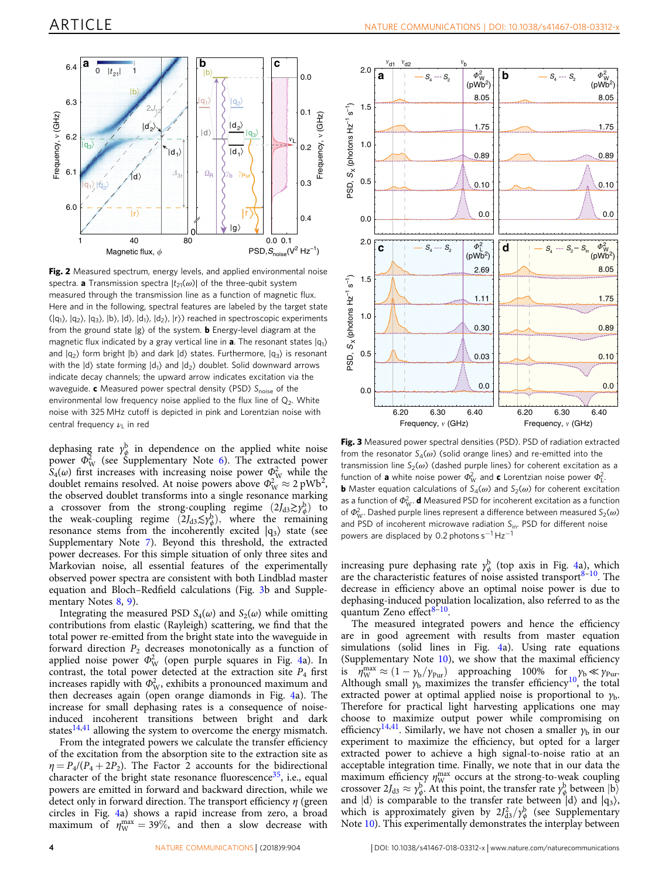**Fig. 2** Measured spectrum, energy levels, and applied environmental noise spectra. **a** Transmission spectra $|t_{21}(\omega)|$ of the three-qubit system measured through the transmission line as a function of magnetic flux. Here and in the following, spectral features are labeled by the target state ($|q_1\rangle$, $|q_2\rangle$, $|q_3\rangle$, $|b\rangle$, $|d\rangle$, $|d_1\rangle$, $|d_2\rangle$, $|r\rangle$) reached in spectroscopic experiments from the ground state $|g\rangle$ of the system. **b** Energy-level diagram at the magnetic flux indicated by a gray vertical line in **a**. The resonant states $|q_1\rangle$ and $|q_2\rangle$ form bright $|b\rangle$ and dark $|d\rangle$ states. Furthermore, $|q_3\rangle$ is resonant with the $|d\rangle$ state forming $|d_1\rangle$ and $|d_2\rangle$ doublet. Solid downward arrows indicate decay channels; the upward arrow indicates excitation via the waveguide. **c** Measured power spectral density (PSD) $S_{\mathrm{noise}}$ of the environmental low frequency noise applied to the flux line of $Q_2$. White noise with 325 MHz cutoff is depicted in pink and Lorentzian noise with central frequency $\nu_{\mathrm{L}}$ in red

dephasing rate $\gamma_\phi^{\mathrm{b}}$ in dependence on the applied white noise power $\Phi_{\mathrm{W}}^2$ (see Supplementary Note 6). The extracted power $S_4(\omega)$ first increases with increasing noise power $\Phi_{\mathrm{W}}^2$ while the doublet remains resolved. At noise powers above $\Phi_{\mathrm{W}}^2 \approx 2\,\mathrm{pWb}^2$, the observed doublet transforms into a single resonance marking a crossover from the strong-coupling regime ($2J_{\mathrm{d3}} \gtrsim \gamma_\phi^{\mathrm{b}}$) to the weak-coupling regime ($2J_{\mathrm{d3}} \lesssim \gamma_\phi^{\mathrm{b}}$), where the remaining resonance stems from the incoherently excited $|q_3\rangle$ state (see Supplementary Note 7). Beyond this threshold, the extracted power decreases. For this simple situation of only three sites and Markovian noise, all essential features of the experimentally observed power spectra are consistent with both Lindblad master equation and Bloch–Redfield calculations (Fig. 3b and Supplementary Notes 8, 9).

Integrating the measured PSD $S_4(\omega)$ and $S_2(\omega)$ while omitting contributions from elastic (Rayleigh) scattering, we find that the total power re-emitted from the bright state into the waveguide in forward direction $P_2$ decreases monotonically as a function of applied noise power $\Phi_{\mathrm{W}}^2$ (open purple squares in Fig. 4a). In contrast, the total power detected at the extraction site $P_4$ first increases rapidly with $\Phi_{\mathrm{W}}^2$, exhibits a pronounced maximum and then decreases again (open orange diamonds in Fig. 4a). The increase for small dephasing rates is a consequence of noise-induced incoherent transitions between bright and dark states[14,41] allowing the system to overcome the energy mismatch.

From the integrated powers we calculate the transfer efficiency of the excitation from the absorption site to the extraction site as $\eta = P_4/(P_4 + 2P_2)$. The Factor 2 accounts for the bidirectional character of the bright state resonance fluorescence[35], i.e., equal powers are emitted in forward and backward direction, while we detect only in forward direction. The transport efficiency $\eta$ (green circles in Fig. 4a) shows a rapid increase from zero, a broad maximum of $\eta_{\mathrm{W}}^{\max} = 39\%$, and then a slow decrease with increasing pure dephasing rate $\gamma_\phi^{\mathrm{b}}$ (top axis in Fig. 4a), which are the characteristic features of noise assisted transport[8–10]. The decrease in efficiency above an optimal noise power is due to dephasing-induced population localization, also referred to as the quantum Zeno effect[8–10].

The measured integrated powers and hence the efficiency are in good agreement with results from master equation simulations (solid lines in Fig. 4a). Using rate equations (Supplementary Note 10), we show that the maximal efficiency is $\eta_{\mathrm{W}}^{\max} \approx (1 - \gamma_{\mathrm{b}}/\gamma_{\mathrm{Pur}})$ approaching 100% for $\gamma_{\mathrm{b}} \ll \gamma_{\mathrm{Pur}}$. Although small $\gamma_{\mathrm{b}}$ maximizes the transfer efficiency[10], the total extracted power at optimal applied noise is proportional to $\gamma_{\mathrm{b}}$. Therefore for practical light harvesting applications one may choose to maximize output power while compromising on efficiency[14,41]. Similarly, we have not chosen a smaller $\gamma_{\mathrm{b}}$ in our experiment to maximize the efficiency, but opted for a larger extracted power to achieve a high signal-to-noise ratio at an acceptable integration time. Finally, we note that in our data the maximum efficiency $\eta_{\mathrm{W}}^{\max}$ occurs at the strong-to-weak coupling crossover $2J_{\mathrm{d3}} \approx \gamma_\phi^{\mathrm{b}}$. At this point, the transfer rate $\gamma_\phi^{\mathrm{b}}$ between $|b\rangle$ and $|d\rangle$ is comparable to the transfer rate between $|d\rangle$ and $|q_3\rangle$, which is approximately given by $2J_{\mathrm{d3}}^2/\gamma_\phi^{\mathrm{b}}$ (see Supplementary Note 10). This experimentally demonstrates the interplay between

**Fig. 3** Measured power spectral densities (PSD). PSD of radiation extracted from the resonator $S_4(\omega)$ (solid orange lines) and re-emitted into the transmission line $S_2(\omega)$ (dashed purple lines) for coherent excitation as a function of **a** white noise power $\Phi_{\mathrm{W}}^2$ and **c** Lorentzian noise power $\Phi_{\mathrm{L}}^2$. **b** Master equation calculations of $S_4(\omega)$ and $S_2(\omega)$ for coherent excitation as a function of $\Phi_{\mathrm{W}}^2$. **d** Measured PSD for incoherent excitation as a function of $\Phi_{\mathrm{W}}^2$. Dashed purple lines represent a difference between measured $S_2(\omega)$ and PSD of incoherent microwave radiation $S_{\mathrm{in}}$. PSD for different noise powers are displaced by 0.2 photons $\mathrm{s}^{-1}\,\mathrm{Hz}^{-1}$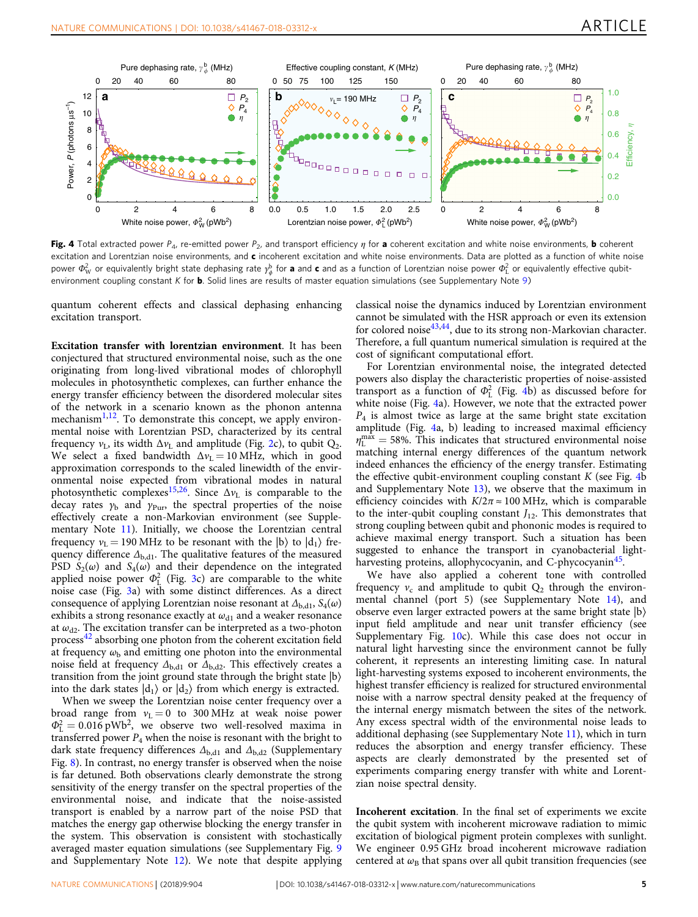**Fig. 4** Total extracted power $P_4$, re-emitted power $P_2$, and transport efficiency $\eta$ for **a** coherent excitation and white noise environments, **b** coherent excitation and Lorentzian noise environments, and **c** incoherent excitation and white noise environments. Data are plotted as a function of white noise power $\Phi_W^2$ or equivalently bright state dephasing rate $\gamma_\phi^b$ for **a** and **c** and as a function of Lorentzian noise power $\Phi_L^2$ or equivalently effective qubit-environment coupling constant $K$ for **b**. Solid lines are results of master equation simulations (see Supplementary Note 9)

quantum coherent effects and classical dephasing enhancing excitation transport.

**Excitation transfer with lorentzian environment**. It has been conjectured that structured environmental noise, such as the one originating from long-lived vibrational modes of chlorophyll molecules in photosynthetic complexes, can further enhance the energy transfer efficiency between the disordered molecular sites of the network in a scenario known as the phonon antenna mechanism[1,12]. To demonstrate this concept, we apply environmental noise with Lorentzian PSD, characterized by its central frequency $\nu_L$, its width $\Delta\nu_L$ and amplitude (Fig. 2c), to qubit $Q_2$. We select a fixed bandwidth $\Delta\nu_L = 10$ MHz, which in good approximation corresponds to the scaled linewidth of the environmental noise expected from vibrational modes in natural photosynthetic complexes[15,26]. Since $\Delta\nu_L$ is comparable to the decay rates $\gamma_b$ and $\gamma_{Pur}$, the spectral properties of the noise effectively create a non-Markovian environment (see Supplementary Note 11). Initially, we choose the Lorentzian central frequency $\nu_L = 190$ MHz to be resonant with the $|b\rangle$ to $|d_1\rangle$ frequency difference $\Delta_{b,d1}$. The qualitative features of the measured PSD $S_2(\omega)$ and $S_4(\omega)$ and their dependence on the integrated applied noise power $\Phi_L^2$ (Fig. 3c) are comparable to the white noise case (Fig. 3a) with some distinct differences. As a direct consequence of applying Lorentzian noise resonant at $\Delta_{b,d1}$, $S_4(\omega)$ exhibits a strong resonance exactly at $\omega_{d1}$ and a weaker resonance at $\omega_{d2}$. The excitation transfer can be interpreted as a two-photon process[42] absorbing one photon from the coherent excitation field at frequency $\omega_b$ and emitting one photon into the environmental noise field at frequency $\Delta_{b,d1}$ or $\Delta_{b,d2}$. This effectively creates a transition from the joint ground state through the bright state $|b\rangle$ into the dark states $|d_1\rangle$ or $|d_2\rangle$ from which energy is extracted.

When we sweep the Lorentzian noise center frequency over a broad range from $\nu_L = 0$ to 300 MHz at weak noise power $\Phi_L^2 = 0.016$ pWb$^2$, we observe two well-resolved maxima in transferred power $P_4$ when the noise is resonant with the bright to dark state frequency differences $\Delta_{b,d1}$ and $\Delta_{b,d2}$ (Supplementary Fig. 8). In contrast, no energy transfer is observed when the noise is far detuned. Both observations clearly demonstrate the strong sensitivity of the energy transfer on the spectral properties of the environmental noise, and indicate that the noise-assisted transport is enabled by a narrow part of the noise PSD that matches the energy gap otherwise blocking the energy transfer in the system. This observation is consistent with stochastically averaged master equation simulations (see Supplementary Fig. 9 and Supplementary Note 12). We note that despite applying classical noise the dynamics induced by Lorentzian environment cannot be simulated with the HSR approach or even its extension for colored noise[43,44], due to its strong non-Markovian character. Therefore, a full quantum numerical simulation is required at the cost of significant computational effort.

For Lorentzian environmental noise, the integrated detected powers also display the characteristic properties of noise-assisted transport as a function of $\Phi_L^2$ (Fig. 4b) as discussed before for white noise (Fig. 4a). However, we note that the extracted power $P_4$ is almost twice as large at the same bright state excitation amplitude (Fig. 4a, b) leading to increased maximal efficiency $\eta_L^{max} = 58\%$. This indicates that structured environmental noise matching internal energy differences of the quantum network indeed enhances the efficiency of the energy transfer. Estimating the effective qubit-environment coupling constant $K$ (see Fig. 4b and Supplementary Note 13), we observe that the maximum in efficiency coincides with $K/2\pi \approx 100$ MHz, which is comparable to the inter-qubit coupling constant $J_{12}$. This demonstrates that strong coupling between qubit and phononic modes is required to achieve maximal energy transport. Such a situation has been suggested to enhance the transport in cyanobacterial light-harvesting proteins, allophycocyanin, and C-phycocyanin[45].

We have also applied a coherent tone with controlled frequency $\nu_c$ and amplitude to qubit $Q_2$ through the environmental channel (port 5) (see Supplementary Note 14), and observe even larger extracted powers at the same bright state $|b\rangle$ input field amplitude and near unit transfer efficiency (see Supplementary Fig. 10c). While this case does not occur in natural light harvesting since the environment cannot be fully coherent, it represents an interesting limiting case. In natural light-harvesting systems exposed to incoherent environments, the highest transfer efficiency is realized for structured environmental noise with a narrow spectral density peaked at the frequency of the internal energy mismatch between the sites of the network. Any excess spectral width of the environmental noise leads to additional dephasing (see Supplementary Note 11), which in turn reduces the absorption and energy transfer efficiency. These aspects are clearly demonstrated by the presented set of experiments comparing energy transfer with white and Lorentzian noise spectral density.

**Incoherent excitation**. In the final set of experiments we excite the qubit system with incoherent microwave radiation to mimic excitation of biological pigment protein complexes with sunlight. We engineer 0.95 GHz broad incoherent microwave radiation centered at $\omega_B$ that spans over all qubit transition frequencies (see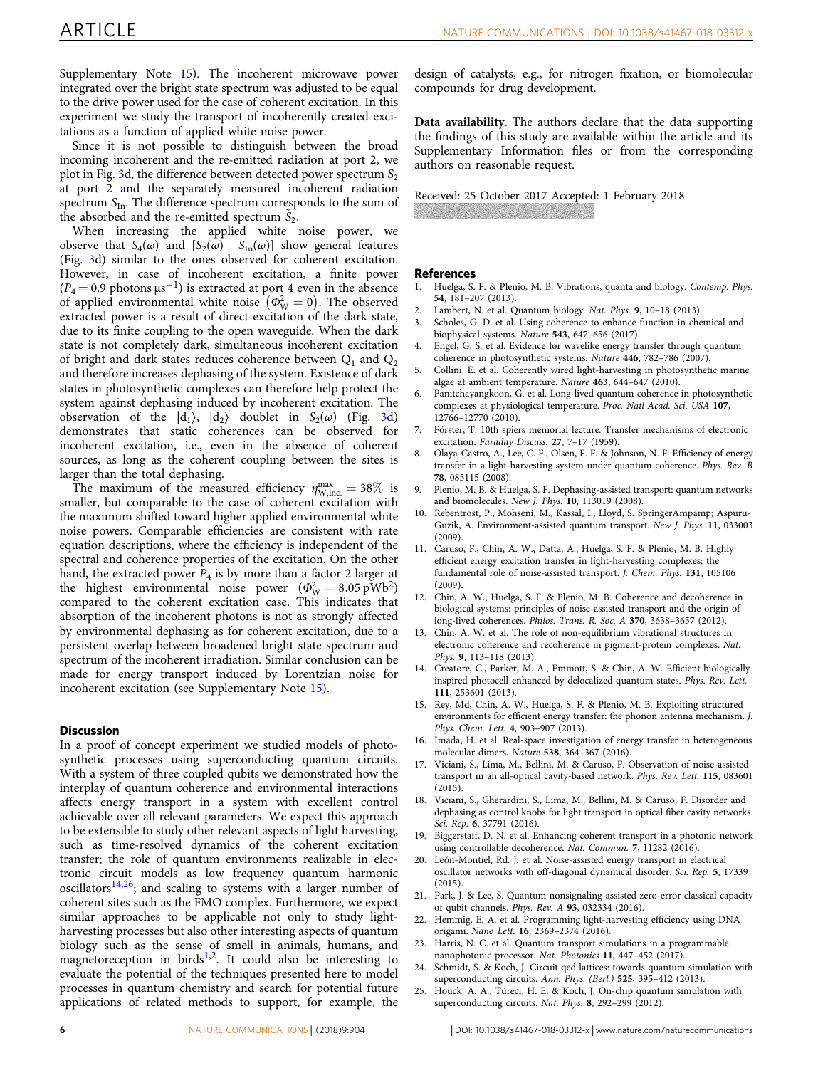Supplementary Note 15). The incoherent microwave power integrated over the bright state spectrum was adjusted to be equal to the drive power used for the case of coherent excitation. In this experiment we study the transport of incoherently created excitations as a function of applied white noise power.

Since it is not possible to distinguish between the broad incoming incoherent and the re-emitted radiation at port 2, we plot in Fig. 3d, the difference between detected power spectrum $S_2$ at port 2 and the separately measured incoherent radiation spectrum $S_{\text{In}}$. The difference spectrum corresponds to the sum of the absorbed and the re-emitted spectrum $\tilde{S}_2$.

When increasing the applied white noise power, we observe that $S_4(\omega)$ and $[S_2(\omega) - S_{\text{In}}(\omega)]$ show general features (Fig. 3d) similar to the ones observed for coherent excitation. However, in case of incoherent excitation, a finite power ($P_4 = 0.9$ photons $\mu s^{-1}$) is extracted at port 4 even in the absence of applied environmental white noise $\left(\Phi_{\text{W}}^2 = 0\right)$. The observed extracted power is a result of direct excitation of the dark state, due to its finite coupling to the open waveguide. When the dark state is not completely dark, simultaneous incoherent excitation of bright and dark states reduces coherence between $Q_1$ and $Q_2$ and therefore increases dephasing of the system. Existence of dark states in photosynthetic complexes can therefore help protect the system against dephasing induced by incoherent excitation. The observation of the $|d_1\rangle$, $|d_2\rangle$ doublet in $S_2(\omega)$ (Fig. 3d) demonstrates that static coherences can be observed for incoherent excitation, i.e., even in the absence of coherent sources, as long as the coherent coupling between the sites is larger than the total dephasing.

The maximum of the measured efficiency $\eta_{\text{W,inc.}}^{\text{max}} = 38\%$ is smaller, but comparable to the case of coherent excitation with the maximum shifted toward higher applied environmental white noise powers. Comparable efficiencies are consistent with rate equation descriptions, where the efficiency is independent of the spectral and coherence properties of the excitation. On the other hand, the extracted power $P_4$ is by more than a factor 2 larger at the highest environmental noise power $\left(\Phi_{\text{W}}^2 = 8.05\,\text{pWb}^2\right)$ compared to the coherent excitation case. This indicates that absorption of the incoherent photons is not as strongly affected by environmental dephasing as for coherent excitation, due to a persistent overlap between broadened bright state spectrum and spectrum of the incoherent irradiation. Similar conclusion can be made for energy transport induced by Lorentzian noise for incoherent excitation (see Supplementary Note 15).

## Discussion

In a proof of concept experiment we studied models of photosynthetic processes using superconducting quantum circuits. With a system of three coupled qubits we demonstrated how the interplay of quantum coherence and environmental interactions affects energy transport in a system with excellent control achievable over all relevant parameters. We expect this approach to be extensible to study other relevant aspects of light harvesting, such as time-resolved dynamics of the coherent excitation transfer; the role of quantum environments realizable in electronic circuit models as low frequency quantum harmonic oscillators[14,26]; and scaling to systems with a larger number of coherent sites such as the FMO complex. Furthermore, we expect similar approaches to be applicable not only to study light-harvesting processes but also other interesting aspects of quantum biology such as the sense of smell in animals, humans, and magnetoreception in birds[1,2]. It could also be interesting to evaluate the potential of the techniques presented here to model processes in quantum chemistry and search for potential future applications of related methods to support, for example, the design of catalysts, e.g., for nitrogen fixation, or biomolecular compounds for drug development.

**Data availability**. The authors declare that the data supporting the findings of this study are available within the article and its Supplementary Information files or from the corresponding authors on reasonable request.

Received: 25 October 2017 Accepted: 1 February 2018

## References

1. Huelga, S. F. & Plenio, M. B. Vibrations, quanta and biology. *Contemp. Phys.* **54**, 181–207 (2013).
2. Lambert, N. et al. Quantum biology. *Nat. Phys.* **9**, 10–18 (2013).
3. Scholes, G. D. et al. Using coherence to enhance function in chemical and biophysical systems. *Nature* **543**, 647–656 (2017).
4. Engel, G. S. et al. Evidence for wavelike energy transfer through quantum coherence in photosynthetic systems. *Nature* **446**, 782–786 (2007).
5. Collini, E. et al. Coherently wired light-harvesting in photosynthetic marine algae at ambient temperature. *Nature* **463**, 644–647 (2010).
6. Panitchayangkoon, G. et al. Long-lived quantum coherence in photosynthetic complexes at physiological temperature. *Proc. Natl Acad. Sci. USA* **107**, 12766–12770 (2010).
7. Förster, T. 10th spiers memorial lecture. Transfer mechanisms of electronic excitation. *Faraday Discuss.* **27**, 7–17 (1959).
8. Olaya-Castro, A., Lee, C. F., Olsen, F. F. & Johnson, N. F. Efficiency of energy transfer in a light-harvesting system under quantum coherence. *Phys. Rev. B* **78**, 085115 (2008).
9. Plenio, M. B. & Huelga, S. F. Dephasing-assisted transport: quantum networks and biomolecules. *New J. Phys.* **10**, 113019 (2008).
10. Rebentrost, P., Mohseni, M., Kassal, I., Lloyd, S. SpringerAmpamp; Aspuru-Guzik, A. Environment-assisted quantum transport. *New J. Phys.* **11**, 033003 (2009).
11. Caruso, F., Chin, A. W., Datta, A., Huelga, S. F. & Plenio, M. B. Highly efficient energy excitation transfer in light-harvesting complexes: the fundamental role of noise-assisted transport. *J. Chem. Phys.* **131**, 105106 (2009).
12. Chin, A. W., Huelga, S. F. & Plenio, M. B. Coherence and decoherence in biological systems: principles of noise-assisted transport and the origin of long-lived coherences. *Philos. Trans. R. Soc. A* **370**, 3638–3657 (2012).
13. Chin, A. W. et al. The role of non-equilibrium vibrational structures in electronic coherence and recoherence in pigment-protein complexes. *Nat. Phys.* **9**, 113–118 (2013).
14. Creatore, C., Parker, M. A., Emmott, S. & Chin, A. W. Efficient biologically inspired photocell enhanced by delocalized quantum states. *Phys. Rev. Lett.* **111**, 253601 (2013).
15. Rey, Md, Chin, A. W., Huelga, S. F. & Plenio, M. B. Exploiting structured environments for efficient energy transfer: the phonon antenna mechanism. *J. Phys. Chem. Lett.* **4**, 903–907 (2013).
16. Imada, H. et al. Real-space investigation of energy transfer in heterogeneous molecular dimers. *Nature* **538**, 364–367 (2016).
17. Viciani, S., Lima, M., Bellini, M. & Caruso, F. Observation of noise-assisted transport in an all-optical cavity-based network. *Phys. Rev. Lett.* **115**, 083601 (2015).
18. Viciani, S., Gherardini, S., Lima, M., Bellini, M. & Caruso, F. Disorder and dephasing as control knobs for light transport in optical fiber cavity networks. *Sci. Rep.* **6**, 37791 (2016).
19. Biggerstaff, D. N. et al. Enhancing coherent transport in a photonic network using controllable decoherence. *Nat. Commun.* **7**, 11282 (2016).
20. León-Montiel, Rd. J. et al. Noise-assisted energy transport in electrical oscillator networks with off-diagonal dynamical disorder. *Sci. Rep.* **5**, 17339 (2015).
21. Park, J. & Lee, S. Quantum nonsignaling-assisted zero-error classical capacity of qubit channels. *Phys. Rev. A* **93**, 032334 (2016).
22. Hemmig, E. A. et al. Programming light-harvesting efficiency using DNA origami. *Nano Lett.* **16**, 2369–2374 (2016).
23. Harris, N. C. et al. Quantum transport simulations in a programmable nanophotonic processor. *Nat. Photonics* **11**, 447–452 (2017).
24. Schmidt, S. & Koch, J. Circuit qed lattices: towards quantum simulation with superconducting circuits. *Ann. Phys. (Berl.)* **525**, 395–412 (2013).
25. Houck, A. A., Türeci, H. E. & Koch, J. On-chip quantum simulation with superconducting circuits. *Nat. Phys.* **8**, 292–299 (2012).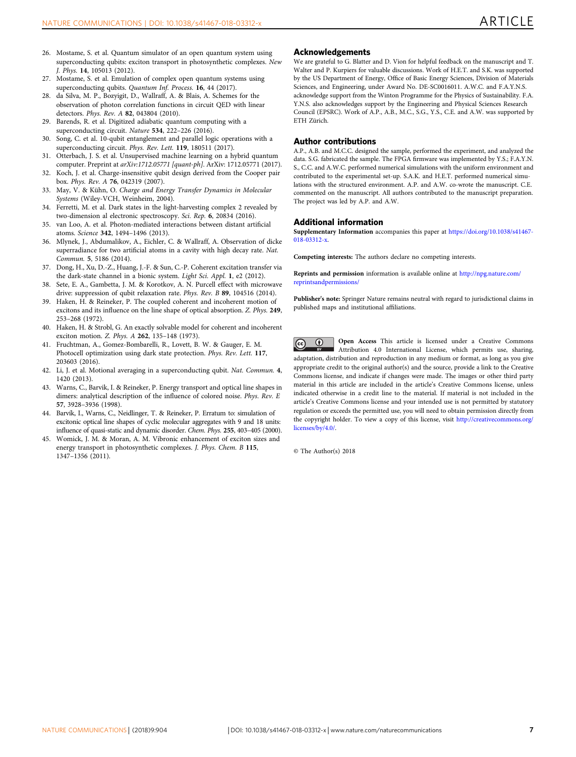26. Mostame, S. et al. Quantum simulator of an open quantum system using superconducting qubits: exciton transport in photosynthetic complexes. *New J. Phys.* **14**, 105013 (2012).
27. Mostame, S. et al. Emulation of complex open quantum systems using superconducting qubits. *Quantum Inf. Process.* **16**, 44 (2017).
28. da Silva, M. P., Bozyigit, D., Wallraff, A. & Blais, A. Schemes for the observation of photon correlation functions in circuit QED with linear detectors. *Phys. Rev. A* **82**, 043804 (2010).
29. Barends, R. et al. Digitized adiabatic quantum computing with a superconducting circuit. *Nature* **534**, 222–226 (2016).
30. Song, C. et al. 10-qubit entanglement and parallel logic operations with a superconducting circuit. *Phys. Rev. Lett.* **119**, 180511 (2017).
31. Otterbach, J. S. et al. Unsupervised machine learning on a hybrid quantum computer. Preprint at *arXiv:1712.05771 [quant-ph]*. ArXiv: 1712.05771 (2017).
32. Koch, J. et al. Charge-insensitive qubit design derived from the Cooper pair box. *Phys. Rev. A* **76**, 042319 (2007).
33. May, V. & Kühn, O. *Charge and Energy Transfer Dynamics in Molecular Systems* (Wiley-VCH, Weinheim, 2004).
34. Ferretti, M. et al. Dark states in the light-harvesting complex 2 revealed by two-dimension al electronic spectroscopy. *Sci. Rep.* **6**, 20834 (2016).
35. van Loo, A. et al. Photon-mediated interactions between distant artificial atoms. *Science* **342**, 1494–1496 (2013).
36. Mlynek, J., Abdumalikov, A., Eichler, C. & Wallraff, A. Observation of dicke superradiance for two artificial atoms in a cavity with high decay rate. *Nat. Commun.* **5**, 5186 (2014).
37. Dong, H., Xu, D.-Z., Huang, J.-F. & Sun, C.-P. Coherent excitation transfer via the dark-state channel in a bionic system. *Light Sci. Appl.* **1**, e2 (2012).
38. Sete, E. A., Gambetta, J. M. & Korotkov, A. N. Purcell effect with microwave drive: suppression of qubit relaxation rate. *Phys. Rev. B* **89**, 104516 (2014).
39. Haken, H. & Reineker, P. The coupled coherent and incoherent motion of excitons and its influence on the line shape of optical absorption. *Z. Phys.* **249**, 253–268 (1972).
40. Haken, H. & Strobl, G. An exactly solvable model for coherent and incoherent exciton motion. *Z. Phys. A* **262**, 135–148 (1973).
41. Fruchtman, A., Gomez-Bombarelli, R., Lovett, B. W. & Gauger, E. M. Photocell optimization using dark state protection. *Phys. Rev. Lett.* **117**, 203603 (2016).
42. Li, J. et al. Motional averaging in a superconducting qubit. *Nat. Commun.* **4**, 1420 (2013).
43. Warns, C., Barvik, I. & Reineker, P. Energy transport and optical line shapes in dimers: analytical description of the influence of colored noise. *Phys. Rev. E* **57**, 3928–3936 (1998).
44. Barvík, I., Warns, C., Neidlinger, T. & Reineker, P. Erratum to: simulation of excitonic optical line shapes of cyclic molecular aggregates with 9 and 18 units: influence of quasi-static and dynamic disorder. *Chem. Phys.* **255**, 403–405 (2000).
45. Womick, J. M. & Moran, A. M. Vibronic enhancement of exciton sizes and energy transport in photosynthetic complexes. *J. Phys. Chem. B* **115**, 1347–1356 (2011).

## Acknowledgements

We are grateful to G. Blatter and D. Vion for helpful feedback on the manuscript and T. Walter and P. Kurpiers for valuable discussions. Work of H.E.T. and S.K. was supported by the US Department of Energy, Office of Basic Energy Sciences, Division of Materials Sciences, and Engineering, under Award No. DE-SC0016011. A.W.C. and F.A.Y.N.S. acknowledge support from the Winton Programme for the Physics of Sustainability. F.A. Y.N.S. also acknowledges support by the Engineering and Physical Sciences Research Council (EPSRC). Work of A.P., A.B., M.C., S.G., Y.S., C.E. and A.W. was supported by ETH Zürich.

## Author contributions

A.P., A.B. and M.C.C. designed the sample, performed the experiment, and analyzed the data. S.G. fabricated the sample. The FPGA firmware was implemented by Y.S.; F.A.Y.N. S., C.C. and A.W.C. performed numerical simulations with the uniform environment and contributed to the experimental set-up. S.A.K. and H.E.T. performed numerical simulations with the structured environment. A.P. and A.W. co-wrote the manuscript. C.E. commented on the manuscript. All authors contributed to the manuscript preparation. The project was led by A.P. and A.W.

## Additional information

**Supplementary Information** accompanies this paper at https://doi.org/10.1038/s41467-018-03312-x.

**Competing interests:** The authors declare no competing interests.

**Reprints and permission** information is available online at http://npg.nature.com/reprintsandpermissions/

**Publisher's note:** Springer Nature remains neutral with regard to jurisdictional claims in published maps and institutional affiliations.

**Open Access** This article is licensed under a Creative Commons Attribution 4.0 International License, which permits use, sharing, adaptation, distribution and reproduction in any medium or format, as long as you give appropriate credit to the original author(s) and the source, provide a link to the Creative Commons license, and indicate if changes were made. The images or other third party material in this article are included in the article's Creative Commons license, unless indicated otherwise in a credit line to the material. If material is not included in the article's Creative Commons license and your intended use is not permitted by statutory regulation or exceeds the permitted use, you will need to obtain permission directly from the copyright holder. To view a copy of this license, visit http://creativecommons.org/licenses/by/4.0/.

© The Author(s) 2018